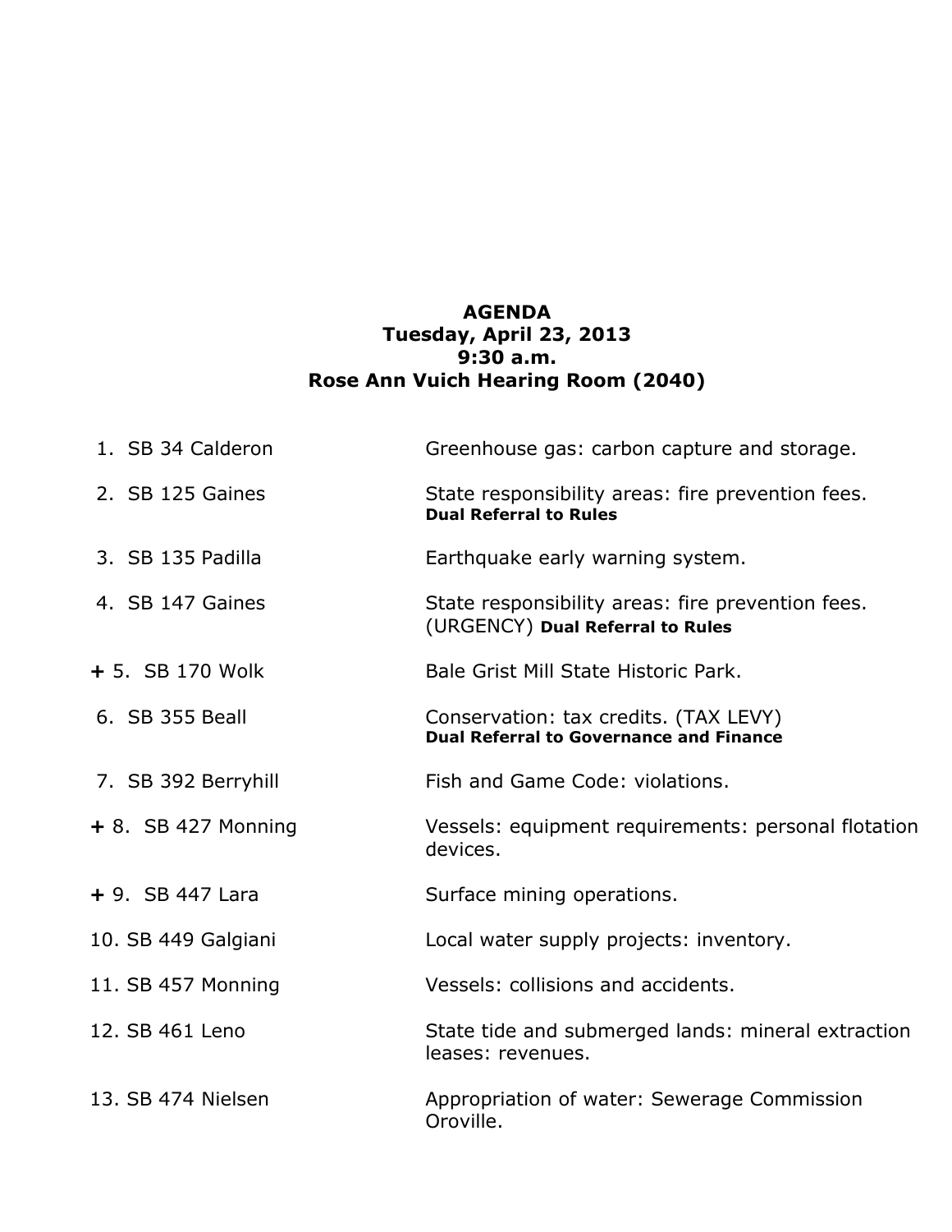**AGENDA**
**Tuesday, April 23, 2013**
**9:30 a.m.**
**Rose Ann Vuich Hearing Room (2040)**

| | |
|---|---|
| 1. SB 34 Calderon | Greenhouse gas: carbon capture and storage. |
| 2. SB 125 Gaines | State responsibility areas: fire prevention fees. **Dual Referral to Rules** |
| 3. SB 135 Padilla | Earthquake early warning system. |
| 4. SB 147 Gaines | State responsibility areas: fire prevention fees. (URGENCY) **Dual Referral to Rules** |
| **+** 5. SB 170 Wolk | Bale Grist Mill State Historic Park. |
| 6. SB 355 Beall | Conservation: tax credits. (TAX LEVY) **Dual Referral to Governance and Finance** |
| 7. SB 392 Berryhill | Fish and Game Code: violations. |
| **+** 8. SB 427 Monning | Vessels: equipment requirements: personal flotation devices. |
| **+** 9. SB 447 Lara | Surface mining operations. |
| 10. SB 449 Galgiani | Local water supply projects: inventory. |
| 11. SB 457 Monning | Vessels: collisions and accidents. |
| 12. SB 461 Leno | State tide and submerged lands: mineral extraction leases: revenues. |
| 13. SB 474 Nielsen | Appropriation of water: Sewerage Commission Oroville. |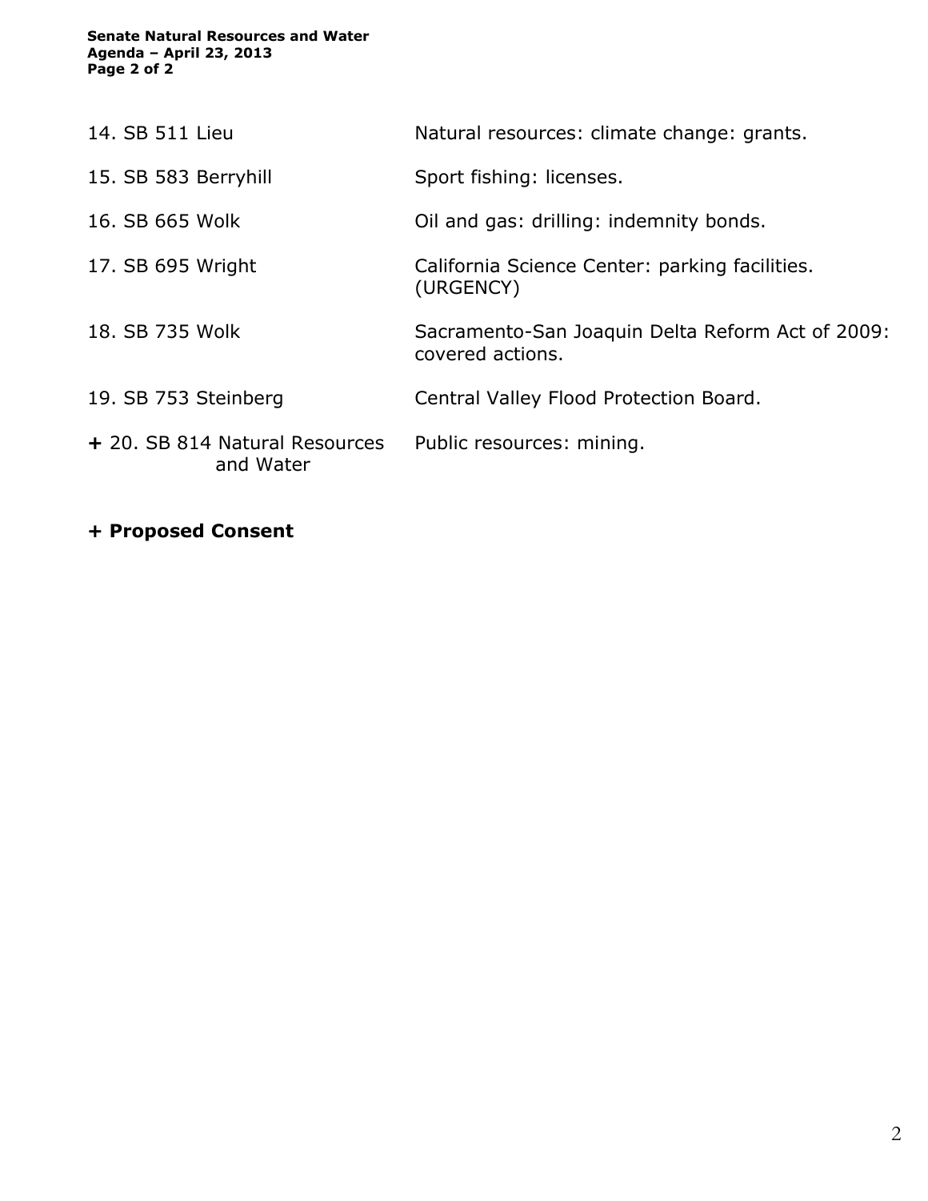| | |
| --- | --- |
| 14. SB 511 Lieu | Natural resources: climate change: grants. |
| 15. SB 583 Berryhill | Sport fishing: licenses. |
| 16. SB 665 Wolk | Oil and gas: drilling: indemnity bonds. |
| 17. SB 695 Wright | California Science Center: parking facilities. (URGENCY) |
| 18. SB 735 Wolk | Sacramento-San Joaquin Delta Reform Act of 2009: covered actions. |
| 19. SB 753 Steinberg | Central Valley Flood Protection Board. |
| **+** 20. SB 814 Natural Resources and Water | Public resources: mining. |

**+ Proposed Consent**